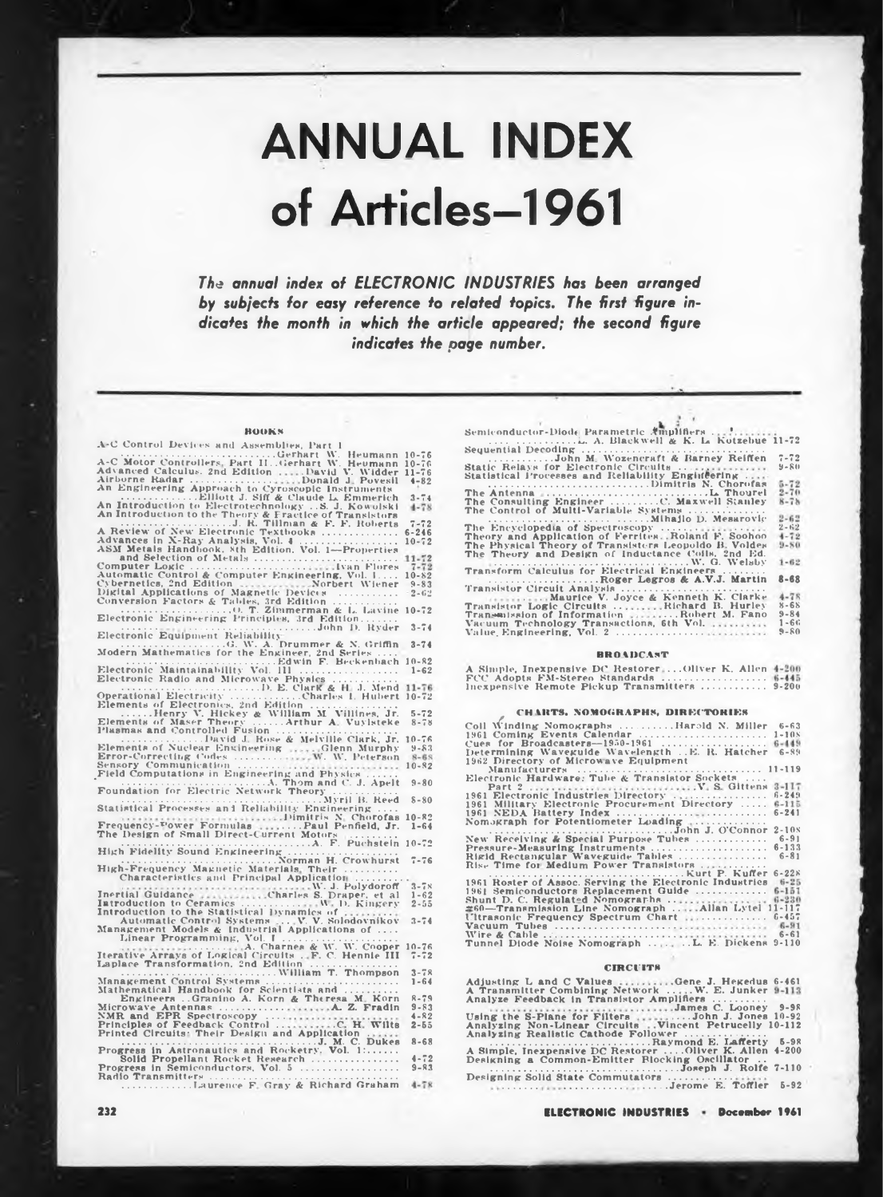# ANNUAL INDEX of Articles—1961

*The annual index of ELECTRONIC INDUSTRIES has been arranged by subjects for easy reference to related topics. The first figure indicates the month in which the article appeared; the second figure indicates the page number.*

### BOOKS

A-C Control Devices and Assemblies, Part I ........ Gerhart W. Heumann 10-76
A-C Motor Controllers, Part II .. Gerhart W. Heumann 10-76
Advanced Calculus, 2nd Edition ..... David V. Widder 11-76
Airborne Radar ........ Donald J. Povesil 4-82
An Engineering Approach to Gyroscopic Instruments ........ Elliott J. Siff & Claude L. Emmerich 3-74
An Introduction to Electrotechnology .. S. J. Kowalski 4-78
An Introduction to the Theory & Practice of Transistors ........ J. R. Tillman & F. F. Roberts 7-72
A Review of New Electronic Textbooks ........ 6-246
Advances in X-Ray Analysis, Vol. 4 ........ 10-72
ASM Metals Handbook, 8th Edition, Vol. 1—Properties and Selection of Metals ........ 11-72
Computer Logic ........ Ivan Flores 7-72
Automatic Control & Computer Engineering, Vol. 1 .... 10-82
Cybernetics, 2nd Edition ........ Norbert Wiener 9-83
Digital Applications of Magnetic Devices ........ 2-62
Conversion Factors & Tables, 3rd Edition ........ O. T. Zimmerman & I. Lavine 10-72
Electronic Engineering Principles, 3rd Edition ........ John D. Ryder 3-74
Electronic Equipment Reliability ........ G. W. A. Drummer & N. Griffin 3-74
Modern Mathematics for the Engineer, 2nd Series ........ Edwin F. Beckenbach 10-82
Electronic Maintainability Vol. III ........ 1-62
Electronic Radio and Microwave Physics ........ D. E. Clark & H. J. Mend 11-76
Operational Electricity ........ Charles I. Hubert 10-72
Elements of Electronics, 2nd Edition ........ Henry V. Hickey & William M. Villines, Jr. 5-72
Elements of Maser Theory ........ Arthur A. Vuylsteke 8-78
Plasmas and Controlled Fusion ........ David J. Rose & Melville Clark, Jr. 10-76
Elements of Nuclear Engineering ........ Glenn Murphy 9-83
Error-Correcting Codes ........ W. W. Peterson 8-68
Sensory Communication ........ 10-82
Field Computations in Engineering and Physics ........ A. Thom and C. J. Apelt 9-80
Foundation for Electric Network Theory ........ Myril B. Reed 8-80
Statistical Processes and Reliability Engineering ........ Dimitris N. Chorofas 10-82
Frequency-Power Formulas ........ Paul Penfield, Jr. 1-64
The Design of Small Direct-Current Motors ........ A. F. Puchstein 10-72
High Fidelity Sound Engineering ........ Norman H. Crowhurst 7-76
High-Frequency Magnetic Materials, Their Characteristics and Principal Application ........ W. J. Polydoroff 3-78
Inertial Guidance ........ Charles S. Draper, et al 1-62
Introduction to Ceramics ........ W. D. Kingery 2-55
Introduction to the Statistical Dynamics of Automatic Control Systems .... V. V. Solodovnikov 3-74
Management Models & Industrial Applications of Linear Programming, Vol. I ........ A. Charnes & W. W. Cooper 10-76
Iterative Arrays of Logical Circuits .. F. C. Hennie III 7-72
Laplace Transformation, 2nd Edition ........ William T. Thompson 3-78
Management Control Systems ........ 1-64
Mathematical Handbook for Scientists and Engineers .. Granino A. Korn & Theresa M. Korn 8-79
Microwave Antennas ........ A. Z. Fradin 9-83
NMR and EPR Spectroscopy ........ 4-82
Principles of Feedback Control ........ C. H. Wilts 2-55
Printed Circuits: Their Design and Application ........ J. M. C. Dukes 8-68
Progress in Astronautics and Rocketry, Vol. 1: Solid Propellant Rocket Research ........ 4-72
Progress in Semiconductors, Vol. 5 ........ 9-83
Radio Transmitters ........ Laurence F. Gray & Richard Graham 4-78
Semiconductor-Diode Parametric Amplifiers ........ L. A. Blackwell & K. L. Kotzebue 11-72
Sequential Decoding ........ John M. Wozencraft & Barney Reiffen 7-72
Static Relays for Electronic Circuits ........ 9-80
Statistical Processes and Reliability Engineering ........ Dimitris N. Chorofas 5-72
The Antenna ........ L. Thourel 2-70
The Consulting Engineer ........ C. Maxwell Stanley 8-78
The Control of Multi-Variable Systems ........ Mihajlo D. Mesarovic 2-62
The Encyclopedia of Spectroscopy ........ 2-62
Theory and Application of Ferrites .. Roland F. Soohoo 4-72
The Physical Theory of Transistors Leopoldo B. Valdes 9-80
The Theory and Design of Inductance Coils, 2nd Ed. ........ W. G. Welsby 1-62
Transform Calculus for Electrical Engineers ........ Roger Legros & A.V.J. Martin 8-68
Transistor Circuit Analysis ........ Maurice V. Joyce & Kenneth K. Clarke 4-78
Transistor Logic Circuits ........ Richard B. Hurley 8-68
Transmission of Information ........ Robert M. Fano 9-84
Vacuum Technology Transactions, 6th Vol. ........ 1-66
Value Engineering, Vol. 2 ........ 9-80

### BROADCAST

A Simple, Inexpensive DC Restorer .... Oliver K. Allen 4-200
FCC Adopts FM-Stereo Standards ........ 6-445
Inexpensive Remote Pickup Transmitters ........ 9-200

### CHARTS, NOMOGRAPHS, DIRECTORIES

Coil Winding Nomographs ........ Harold N. Miller 6-63
1961 Coming Events Calendar ........ 1-108
Cues for Broadcasters—1950-1961 ........ 6-449
Determining Waveguide Wavelength .. E. R. Hatcher 6-89
1962 Directory of Microwave Equipment Manufacturers ........ 11-119
Electronic Hardware: Tube & Transistor Sockets .... Part 2 ........ V. S. Gittens 3-117
1961 Electronic Industries Directory ........ 6-249
1961 Military Electronic Procurement Directory ........ 6-115
1961 NEDA Battery Index ........ 6-241
Nomograph for Potentiometer Loading ........ John J. O'Connor 2-108
New Receiving & Special Purpose Tubes ........ 6-91
Pressure-Measuring Instruments ........ 6-133
Rigid Rectangular Waveguide Tables ........ 6-81
Rise Time for Medium Power Transistors ........ Kurt P. Kuffer 6-228
1961 Roster of Assoc. Serving the Electronic Industries 6-25
1961 Semiconductors Replacement Guide ........ 6-151
Shunt D. C. Regulated Nomographs ........ 6-230
#60—Transmission Line Nomograph ..... Allan Lytel 11-117
Ultrasonic Frequency Spectrum Chart ........ 6-457
Vacuum Tubes ........ 6-91
Wire & Cable ........ 6-61
Tunnel Diode Noise Nomograph ........ L. E. Dickens 9-110

### CIRCUITS

Adjusting L and C Values ........ Gene J. Hegedus 6-461
A Transmitter Combining Network ..... W. E. Junker 9-113
Analyze Feedback in Transistor Amplifiers ........ James C. Looney 9-98
Using the S-Plane for Filters ........ John J. Jones 10-92
Analyzing Non-Linear Circuits .. Vincent Petrucelly 10-112
Analyzing Realistic Cathode Follower ........ Raymond E. Lafferty 5-98
A Simple, Inexpensive DC Restorer .... Oliver K. Allen 4-200
Designing a Common-Emitter Blocking Oscillator .. ........ Joseph J. Rolfe 7-110
Designing Solid State Commutators ........ Jerome E. Toffler 5-92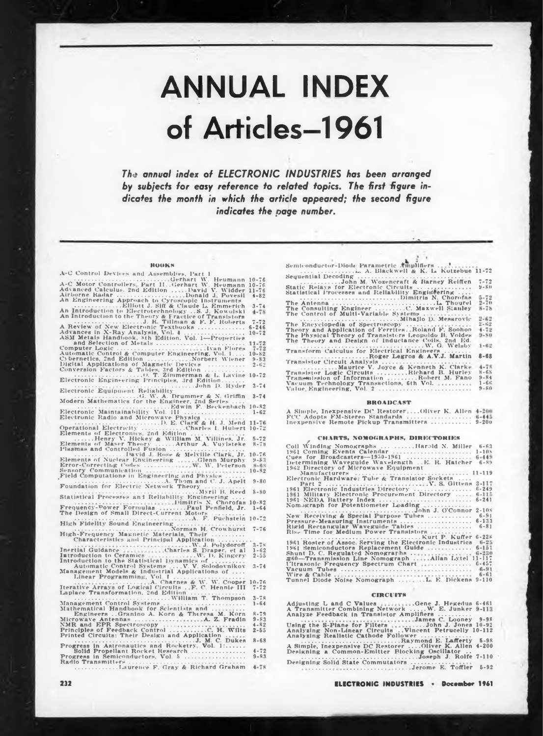# ANNUAL INDEX of Articles—1961

*The annual index of ELECTRONIC INDUSTRIES has been arranged by subjects for easy reference to related topics. The first figure indicates the month in which the article appeared; the second figure indicates the page number.*

## BOOKS

- A-C Control Devices and Assemblies, Part I ..... Gerhart W. Heumann 10-76
- A-C Motor Controllers, Part II .. Gerhart W. Heumann 10-76
- Advanced Calculus, 2nd Edition ..... David V. Widder 11-76
- Airborne Radar ..... Donald J. Povesil 4-82
- An Engineering Approach to Gyroscopic Instruments ..... Elliott J. Siff & Claude L. Emmerich 3-74
- An Introduction to Electrotechnology .. S. J. Kowalski 4-78
- An Introduction to the Theory & Practice of Transistors ..... J. R. Tillman & F. F. Roberts 7-72
- A Review of New Electronic Textbooks ..... 6-246
- Advances in X-Ray Analysis, Vol. 4 ..... 10-72
- ASM Metals Handbook, 8th Edition, Vol. 1—Properties and Selection of Metals ..... 11-72
- Computer Logic ..... Ivan Flores 7-72
- Automatic Control & Computer Engineering, Vol. I .... 10-82
- Cybernetics, 2nd Edition ..... Norbert Wiener 9-83
- Digital Applications of Magnetic Devices ..... 2-62
- Conversion Factors & Tables, 3rd Edition ..... O. T. Zimmerman & I. Lavine 10-72
- Electronic Engineering Principles, 3rd Edition ..... John D. Ryder 3-74
- Electronic Equipment Reliability ..... G. W. A. Drummer & N. Griffin 3-74
- Modern Mathematics for the Engineer, 2nd Series ..... Edwin F. Beckenbach 10-82
- Electronic Maintainability Vol. III ..... 1-62
- Electronic Radio and Microwave Physics ..... D. E. Clark & H. J. Mend 11-76
- Operational Electricity ..... Charles I. Hubert 10-72
- Elements of Electronics, 2nd Edition ..... Henry V. Hickey & William M. Villines, Jr. 5-72
- Elements of Maser Theory ..... Arthur A. Vuylsteke 8-78
- Plasmas and Controlled Fusion ..... David J. Rose & Melville Clark, Jr. 10-76
- Elements of Nuclear Engineering ..... Glenn Murphy 9-83
- Error-Correcting Codes ..... W. W. Peterson 8-68
- Sensory Communication ..... 10-82
- Field Computations in Engineering and Physics ..... A. Thom and C. J. Apelt 9-80
- Foundation for Electric Network Theory ..... Myril B. Reed 8-80
- Statistical Processes and Reliability Engineering ..... Dimitris N. Chorofas 10-82
- Frequency-Power Formulas ..... Paul Penfield, Jr. 1-64
- The Design of Small Direct-Current Motors ..... A. F. Puchstein 10-72
- High Fidelity Sound Engineering ..... Norman H. Crowhurst 7-76
- High-Frequency Magnetic Materials, Their Characteristics and Principal Application ..... W. J. Polydoroff 3-78
- Inertial Guidance ..... Charles S. Draper, et al 1-62
- Introduction to Ceramics ..... W. D. Kingery 2-55
- Introduction to the Statistical Dynamics of Automatic Control Systems .... V. V. Solodovnikov 3-74
- Management Models & Industrial Applications of Linear Programming, Vol. I ..... A. Charnes & W. W. Cooper 10-76
- Iterative Arrays of Logical Circuits .. F. C. Hennie III 7-72
- Laplace Transformation, 2nd Edition ..... William T. Thompson 3-78
- Management Control Systems ..... 1-64
- Mathematical Handbook for Scientists and Engineers .. Granino A. Korn & Theresa M. Korn 8-79
- Microwave Antennas ..... A. Z. Fradin 9-83
- NMR and EPR Spectroscopy ..... 4-82
- Principles of Feedback Control ..... C. H. Wilts 2-55
- Printed Circuits: Their Design and Application ..... J. M. C. Dukes 8-68
- Progress in Astronautics and Rocketry, Vol. 1: Solid Propellant Rocket Research ..... 4-72
- Progress in Semiconductors, Vol. 5 ..... 9-83
- Radio Transmitters ..... Laurence F. Gray & Richard Graham 4-78
- Semiconductor-Diode Parametric Amplifiers ..... L. A. Blackwell & K. L. Kotzebue 11-72
- Sequential Decoding ..... John M. Wozencraft & Barney Reiffen 7-72
- Static Relays for Electronic Circuits ..... 9-80
- Statistical Processes and Reliability Engineering ..... Dimitris N. Chorofas 5-72
- The Antenna ..... L. Thourel 2-70
- The Consulting Engineer ..... C. Maxwell Stanley 8-78
- The Control of Multi-Variable Systems ..... Mihailo D. Mesarovic 2-62
- The Encyclopedia of Spectroscopy ..... 2-62
- Theory and Application of Ferrites .. Roland F. Soohoo 4-72
- The Physical Theory of Transistors Leopoldo B. Valdes 9-80
- The Theory and Design of Inductance Coils, 2nd Ed. ..... W. G. Welsby 1-62
- Transform Calculus for Electrical Engineers ..... Roger Legros & A.V.J. Martin 8-68
- Transistor Circuit Analysis ..... Maurice V. Joyce & Kenneth K. Clarke 4-78
- Transistor Logic Circuits ..... Richard B. Hurley 8-68
- Transmission of Information ..... Robert M. Fano 9-84
- Vacuum Technology Transactions, 6th Vol. ..... 1-66
- Value Engineering, Vol. 2 ..... 9-80

## BROADCAST

- A Simple, Inexpensive DC Restorer .... Oliver K. Allen 4-200
- FCC Adopts FM-Stereo Standards ..... 6-445
- Inexpensive Remote Pickup Transmitters ..... 9-200

## CHARTS, NOMOGRAPHS, DIRECTORIES

- Coil Winding Nomographs ..... Harold N. Miller 6-63
- 1961 Coming Events Calendar ..... 1-108
- Cues for Broadcasters—1950-1961 ..... 6-449
- Determining Waveguide Wavelength .. E. R. Hatcher 6-89
- 1962 Directory of Microwave Equipment Manufacturers ..... 11-119
- Electronic Hardware: Tube & Transistor Sockets .... Part 2 ..... V. S. Gittens 3-117
- 1961 Electronic Industries Directory ..... 6-249
- 1961 Military Electronic Procurement Directory ..... 6-115
- 1961 NEDA Battery Index ..... 6-241
- Nomograph for Potentiometer Loading ..... John J. O'Connor 2-108
- New Receiving & Special Purpose Tubes ..... 6-91
- Pressure-Measuring Instruments ..... 6-133
- Rigid Rectangular Waveguide Tables ..... 6-81
- Rise Time for Medium Power Transistors ..... Kurt P. Kuffer 6-228
- 1961 Roster of Assoc. Serving the Electronic Industries 6-25
- 1961 Semiconductors Replacement Guide ..... 6-151
- Shunt D. C. Regulated Nomographs ..... 6-230
- #60—Transmission Line Nomograph ..... Allan Lytel 11-117
- Ultrasonic Frequency Spectrum Chart ..... 6-457
- Vacuum Tubes ..... 6-91
- Wire & Cable ..... 6-61
- Tunnel Diode Noise Nomograph ..... L. E. Dickens 9-110

## CIRCUITS

- Adjusting L and C Values ..... Gene J. Hegedus 6-461
- A Transmitter Combining Network ..... W. E. Junker 9-113
- Analyze Feedback in Transistor Amplifiers ..... James C. Looney 9-98
- Using the S-Plane for Filters ..... John J. Jones 10-92
- Analyzing Non-Linear Circuits .. Vincent Petrucelly 10-112
- Analyzing Realistic Cathode Follower ..... Raymond E. Lafferty 5-98
- A Simple, Inexpensive DC Restorer .... Oliver K. Allen 4-200
- Designing a Common-Emitter Blocking Oscillator .. Joseph J. Rolfe 7-110
- Designing Solid State Commutators ..... Jerome E. Toffler 5-92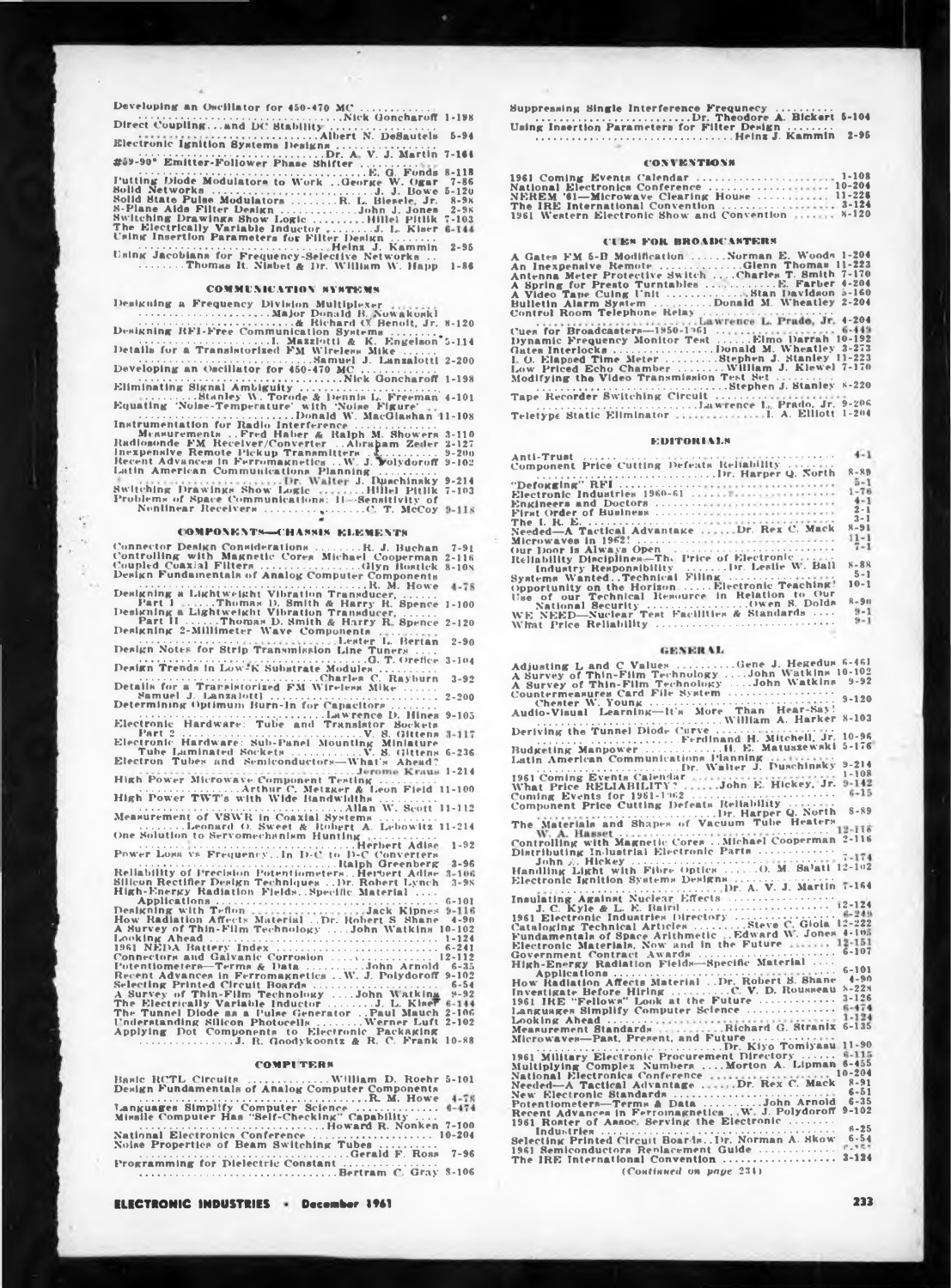Developing an Oscillator for 450-470 MC ........................Nick Goncharoff 1-198

Direct Coupling...and DC Stability ........................Albert N. DeSautels 5-94

Electronic Ignition Systems Designs ........................Dr. A. V. J. Martin 7-164

#89-90° Emitter-Follower Phase Shifter ........................E. G. Fonda 8-118

Putting Diode Modulators to Work ..George W. Ogar 7-86

Solid Networks ........................J. J. Bowe 5-120

Solid State Pulse Modulators ........R. L. Biesele, Jr. 8-98

S-Plane Aids Filter Design ..............John J. Jones 2-98

Switching Drawings Show Logic .........Hillel Pitlik 7-103

The Electrically Variable Inductor ........J. L. Kiser 6-144

Using Insertion Parameters for Filter Design ........................Heinz J. Kammin 2-95

Using Jacobians for Frequency-Selective Networks ........Thomas R. Nisbet & Dr. William W. Happ 1-86

## COMMUNICATION SYSTEMS

Designing a Frequency Division Multiplexer ........................Major Donald R. Nowakoski & Richard C. Benoit, Jr. 8-120

Designing RFI-Free Communication Systems ........................I. Mazzlotti & K. Engelson 5-114

Details for a Transistorized FM Wireless Mike ........................Samuel J. Lanzalotti 2-200

Developing an Oscillator for 450-470 MC ........................Nick Goncharoff 1-198

Eliminating Signal Ambiguity ........................Stanley W. Torode & Dennis L. Freeman 4-101

Equating 'Noise-Temperature' with 'Noise Figure' ........................Donald W. MacGlashan 11-108

Instrumentation for Radio Interference Measurements ..Fred Haber & Ralph M. Showers 3-110

Radiosonde FM Receiver/Converter ...Abraham Zeder 2-127

Inexpensive Remote Pickup Transmitters ........................ 9-200

Recent Advances in Ferromagnetics ..W. J. Polydoroff 9-102

Latin American Communications Planning ........................Dr. Walter J. Duschinsky 9-214

Switching Drawings Show Logic .........Hillel Pitlik 7-103

Problems of Space Communications: II—Sensitivity of Nonlinear Receivers ........................C. T. McCoy 9-118

## COMPONENTS—CHASSIS ELEMENTS

Connector Design Considerations .........R. J. Buchan 7-91

Controlling with Magnetic Cores Michael Cooperman 2-116

Coupled Coaxial Filters ........................Glyn Bostick 8-108

Design Fundamentals of Analog Computer Components ........................R. M. Howe 4-78

Designing a Lightweight Vibration Transducer, Part I ......Thomas D. Smith & Harry R. Spence 1-100

Designing a Lightweight Vibration Transducer, Part II ......Thomas D. Smith & Harry R. Spence 2-120

Designing 2-Millimeter Wave Components ........................Lester L. Bertan 2-90

Design Notes for Strip Transmission Line Tuners ........................G. T. Orefice 3-104

Design Trends in Low-K Substrate Modules ........................Charles C. Rayburn 3-92

Details for a Transistorized FM Wireless Mike ........................Samuel J. Lanzalotti 2-200

Determining Optimum Burn-in for Capacitors ........................Lawrence D. Hines 9-105

Electronic Hardware: Tube and Transistor Sockets Part 2 ........................V. S. Gittens 3-117

Electronic Hardware: Sub-Panel Mounting Miniature Tube Laminated Sockets ..............V. S. Gittens 6-236

Electron Tubes and Semiconductors—What's Ahead? ........................Jerome Kraus 1-214

High Power Microwave Component Testing ........................Arthur C. Metzger & Leon Field 11-100

High Power TWT's with Wide Bandwidths ........................Allan W. Scott 11-112

Measurement of VSWR in Coaxial Systems ........................Leonard O. Sweet & Robert A. Lebowitz 11-214

One Solution to Servomechanism Hunting ........................Herbert Adise 1-92

Power Loss vs Frequency..In D-C to D-C Converters ........................Ralph Greenberg 3-96

Reliability of Precision Potentiometers..Herbert Adise 3-106

Silicon Rectifier Design Techniques ..Dr. Robert Lynch 3-98

High-Energy Radiation Fields..Specific Material Applications ........................ 6-101

Designing with Teflon ........................Jack Kipnes 9-116

How Radiation Affects Material ..Dr. Robert S. Shane 4-90

A Survey of Thin-Film Technology ....John Watkins 10-102

Looking Ahead ........................ 1-124

1961 NEDA Battery Index ........................ 6-241

Connectors and Galvanic Corrosion ........................ 12-112

Potentiometers—Terms & Data ...........John Arnold 6-35

Recent Advances in Ferromagnetics ..W. J. Polydoroff 9-102

Selecting Printed Circuit Boards ........................ 6-54

A Survey of Thin-Film Technology ....John Watkins 9-92

The Electrically Variable Inductor ........J. L. Kiser 6-144

The Tunnel Diode as a Pulse Generator ..Paul Mauch 2-106

Understanding Silicon Photocells ........Werner Luft 2-102

Applying Dot Components to Electronic Packaging ........................J. R. Goodykoontz & R. C. Frank 10-88

## COMPUTERS

Basic RCTL Circuits ..............William D. Roehr 5-101

Design Fundamentals of Analog Computer Components ........................R. M. Howe 4-78

Languages Simplify Computer Science ........................ 6-474

Missile Computer Has "Self-Checking" Capability ........................Howard R. Nonken 7-100

National Electronics Conference ........................ 10-204

Noise Properties of Beam Switching Tubes ........................Gerald F. Ross 7-96

Programming for Dielectric Constant ........................Bertram C. Gray 8-106

Suppressing Single Interference Frequency ........................Dr. Theodore A. Bickart 5-104

Using Insertion Parameters for Filter Design ........................Heinz J. Kammin 2-95

## CONVENTIONS

1961 Coming Events Calendar ........................ 1-108

National Electronics Conference ........................ 10-204

NEREM '61—Microwave Clearing House ............ 11-228

The IRE International Convention ........................ 3-124

1961 Western Electronic Show and Convention ........ 8-120

## CUES FOR BROADCASTERS

A Gates FM 5-B Modification ......Norman E. Woods 1-204

An Inexpensive Remote ..............Glenn Thomas 11-223

Antenna Meter Protective Switch ....Charles T. Smith 7-170

A Spring for Presto Turntables ..............E. Farber 4-204

A Video Tape Cuing Unit ..............Stan Davidson 5-160

Bulletin Alarm System ..........Donald M. Wheatley 2-204

Control Room Telephone Relay ........................Lawrence L. Prado, Jr. 4-204

Cues for Broadcasters—1950-1961 ........................ 6-449

Dynamic Frequency Monitor Test ......Elmo Darrah 10-192

Gates Interlocks ..............Donald M. Wheatley 3-273

I. O. Elapsed Time Meter ..........Stephen J. Stanley 11-223

Low Priced Echo Chamber ..........William J. Kiewel 7-170

Modifying the Video Transmission Test Set ........................Stephen J. Stanley 8-220

Tape Recorder Switching Circuit ........................Lawrence L. Prado, Jr. 9-206

Teletype Static Eliminator ..............I. A. Elliott 1-204

## EDITORIALS

Anti-Trust ........................ 4-1

Component Price Cutting Defeats Reliability ........................Dr. Harper Q. North 8-89

"Defogging" RFI ........................ 5-1

Electronic Industries 1960-61 ........................ 1-76

Engineers and Doctors ........................ 4-1

First Order of Business ........................ 2-1

The I. R. E. ........................ 3-1

Needed—A Tactical Advantage ......Dr. Rex C. Mack 8-91

Microwaves in 1962? ........................ 11-1

Our Door is Always Open ........................ 7-1

Reliability Disciplines—The Price of Electronic Industry Responsibility ......Dr. Leslie W. Ball 8-88

Systems Wanted..Technical Filing ........................ 5-1

Opportunity on the Horizon ......Electronic Teaching! 10-1

Use of our Technical Resources in Relation to Our National Security ..............Owen S. Dolds 8-90

WE NEED—Nuclear Test Facilities & Standards .... 9-1

What Price Reliability ........................ 9-1

## GENERAL

Adjusting L and C Values ..........Gene J. Hegedus 6-461

A Survey of Thin-Film Technology ....John Watkins 10-102

A Survey of Thin-Film Technology ....John Watkins 9-92

Countermeasures Card File System ........................Chester W. Young 9-120

Audio-Visual Learning—It's More Than Hear-Say! ........................William A. Harker 8-103

Deriving the Tunnel Diode Curve ........................Ferdinand H. Mitchell, Jr. 10-96

Budgeting Manpower ..............H. E. Matuszewski 5-176

Latin American Communications Planning ........................Dr. Walter J. Duschinsky 9-214

1961 Coming Events Calendar ........................ 1-108

What Price RELIABILITY? ......John E. Hickey, Jr. 9-142

Coming Events for 1961-1962 ........................ 6-15

Component Price Cutting Defeats Reliability ........................Dr. Harper Q. North 8-89

The Materials and Shapes of Vacuum Tube Heaters ........................W. A. Hasset 12-116

Controlling with Magnetic Cores ..Michael Cooperman 2-116

Distributing Industrial Electronic Parts ........................John J. Hickey 7-174

Handling Light with Fibre Optics ......O. M. Salati 12-102

Electronic Ignition Systems Designs ........................Dr. A. V. J. Martin 7-164

Insulating Against Nuclear Effects ........................J. C. Kyle & L. E. Baird 12-124

1961 Electronic Industries Directory ........................ 6-249

Cataloging Technical Articles ..........Steve C. Gioia 12-222

Fundamentals of Space Arithmetic ..Edward W. Jones 4-105

Electronic Materials, Now and in the Future ........ 12-151

Government Contract Awards ........................ 6-107

High-Energy Radiation Fields—Specific Material Applications ........................ 6-101

How Radiation Affects Material ..Dr. Robert S. Shane 4-90

Investigate Before Hiring ..........C. V. D. Rousseau 8-228

1961 IRE "Fellows" Look at the Future .............. 3-126

Languages Simplify Computer Science ................ 6-474

Looking Ahead ........................ 1-124

Measurement Standards ..............Richard G. Stranix 6-135

Microwaves—Past, Present, and Future ........................Dr. Kiyo Tomiyasu 11-90

1961 Military Electronic Procurement Directory ...... 6-115

Multiplying Complex Numbers ....Morton A. Lipman 6-455

National Electronics Conference ........................ 10-204

Needed—A Tactical Advantage ......Dr. Rex C. Mack 8-91

New Electronic Standards ........................ 6-51

Potentiometers—Terms & Data ...........John Arnold 6-35

Recent Advances in Ferromagnetics ..W. J. Polydoroff 9-102

1961 Roster of Assoc. Serving the Electronic Industries ........................ 6-25

Selecting Printed Circuit Boards..Dr. Norman A. Skow 6-54

1961 Semiconductors Replacement Guide ............ 6-352

The IRE International Convention ........................ 3-124

*(Continued on page 234)*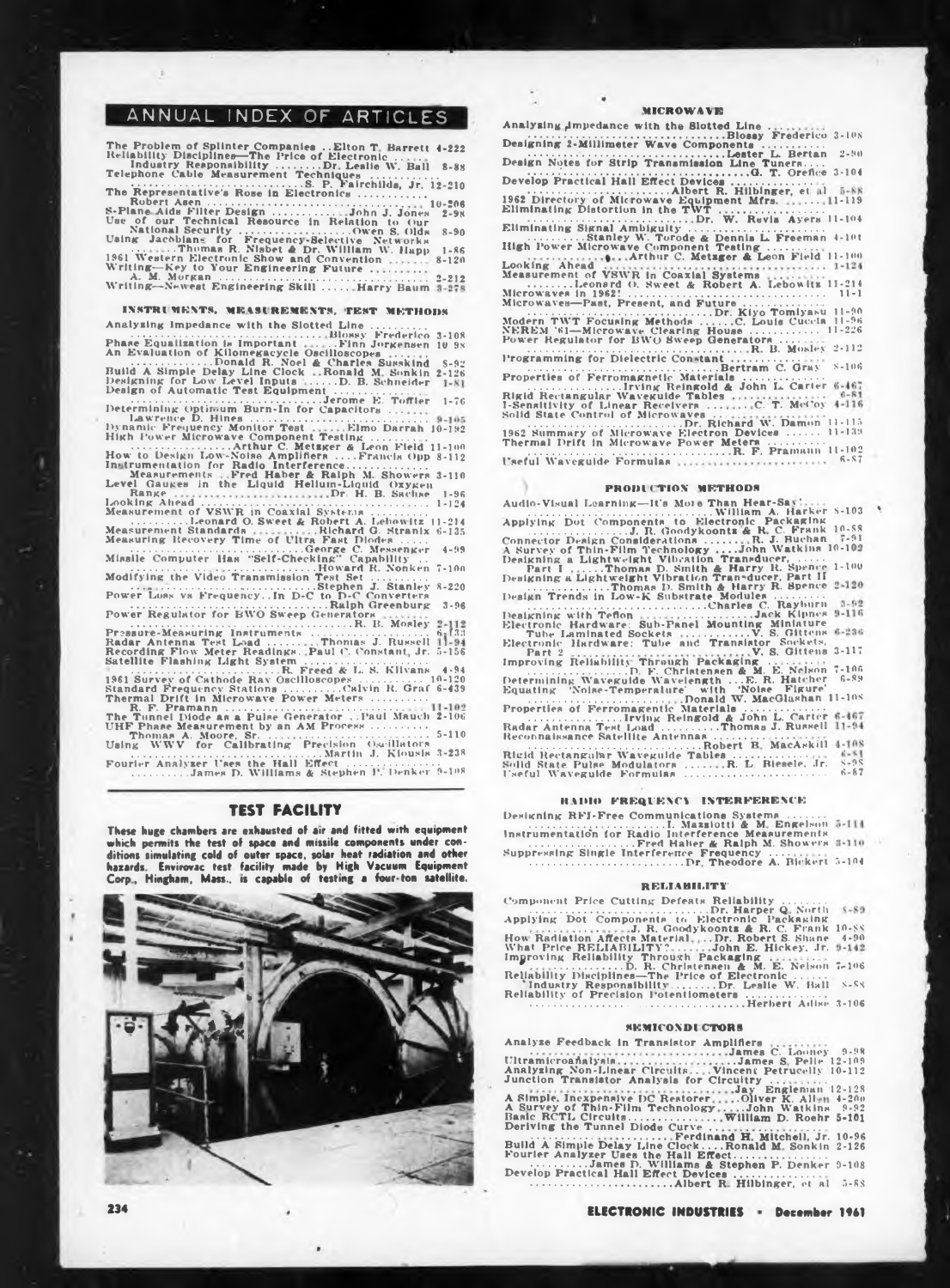# ANNUAL INDEX OF ARTICLES

The Problem of Splinter Companies ..Elton T. Barrett 4-222
Reliability Disciplines—The Price of Electronic Industry Responsibility ........Dr. Leslie W. Ball 8-88
Telephone Cable Measurement Techniques ........S. P. Fairchilds, Jr. 12-210
The Representative's Rose in Electronics ........Robert Asen 10-206
S-Plane Aids Filter Design ........John J. Jones 2-98
Use of our Technical Resource in Relation to Our National Security ........Owen S. Olds 8-90
Using Jacobians for Frequency-Selective Networks ........Thomas R. Nisbet & Dr. William W. Happ 1-86
1961 Western Electronic Show and Convention ........ 8-120
Writing—Key to Your Engineering Future ........A. M. Morgan 2-212
Writing—Newest Engineering Skill ......Harry Baum 3-278

## INSTRUMENTS, MEASUREMENTS, TEST METHODS

Analyzing Impedance with the Slotted Line ........Blossy Frederico 3-108
Phase Equalization is Important ......Finn Jorgensen 10-98
An Evaluation of Kilomegacycle Oscilloscopes ........Donald R. Noel & Charles Susskind 5-92
Build A Simple Delay Line Clock ..Ronald M. Sonkin 2-126
Designing for Low Level Inputs ......D. B. Schneider 1-81
Design of Automatic Test Equipment ........Jerome E. Toffler 1-76
Determining Optimum Burn-In for Capacitors ........Lawrence D. Hines 9-105
Dynamic Frequency Monitor Test ......Elmo Darrah 10-192
High Power Microwave Component Testing ........Arthur C. Metzger & Leon Field 11-100
How to Design Low-Noise Amplifiers ....Francis Opp 8-112
Instrumentation for Radio Interference Measurements ..Fred Haber & Ralph M. Showers 3-110
Level Gauges in the Liquid Helium-Liquid Oxygen Range ........Dr. H. B. Sachse 1-96
Looking Ahead ........ 1-124
Measurement of VSWR in Coaxial Systems ........Leonard O. Sweet & Robert A. Lebowitz 11-214
Measurement Standards ........Richard G. Stranix 6-135
Measuring Recovery Time of Ultra Fast Diodes ........George C. Messenger 4-99
Missile Computer Has "Self-Checking" Capability ........Howard R. Nonken 7-100
Modifying the Video Transmission Test Set ........Stephen J. Stanley 8-220
Power Loss vs Frequency..In D-C to D-C Converters ........Ralph Greenburg 3-96
Power Regulator for BWO Sweep Generators ........R. B. Mosley 2-112
Pressure-Measuring Instruments ........ 6-133
Radar Antenna Test Load ........Thomas J. Russell 11-94
Recording Flow Meter Readings..Paul C. Constant, Jr. 5-156
Satellite Flashing Light System ........R. Freed & L. S. Kilvans 4-94
1961 Survey of Cathode Ray Oscilloscopes ........ 10-120
Standard Frequency Stations ........Calvin R. Graf 6-439
Thermal Drift in Microwave Power Meters ........R. F. Pramann 11-102
The Tunnel Diode as a Pulse Generator ..Paul Mauch 2-106
UHF Phase Measurement by an AM Process ........Thomas A. Moore, Sr. 5-110
Using WWV for Calibrating Precision Oscillators ........Martin J. Klousis 3-238
Fourier Analyzer Uses the Hall Effect ........James D. Williams & Stephen P. Denker 9-108

## TEST FACILITY

**These huge chambers are exhausted of air and fitted with equipment which permits the test of space and missile components under conditions simulating cold of outer space, solar heat radiation and other hazards. Envirovac test facility made by High Vacuum Equipment Corp., Hingham, Mass., is capable of testing a four-ton satellite.**

## MICROWAVE

Analyzing Impedance with the Slotted Line ........Blossy Frederico 3-108
Designing 2-Millimeter Wave Components ........Lester L. Bertan 2-90
Design Notes for Strip Transmission Line Tuners ........G. T. Orefice 3-104
Develop Practical Hall Effect Devices ........Albert R. Hilbinger, et al 5-88
1962 Directory of Microwave Equipment Mfrs. ........11-119
Eliminating Distortion in the TWT ........Dr. W. Revis Ayers 11-104
Eliminating Signal Ambiguity ........Stanley W. Torode & Dennis L. Freeman 4-101
High Power Microwave Component Testing ........Arthur C. Metzger & Leon Field 11-100
Looking Ahead ........ 1-124
Measurement of VSWR in Coaxial Systems ........Leonard O. Sweet & Robert A. Lebowitz 11-214
Microwaves in 1962! ........ 11-1
Microwaves—Past, Present, and Future ........Dr. Kiyo Tomiyasu 11-90
Modern TWT Focusing Methods ......C. Louis Cuccia 11-96
NEREM '61—Microwave Clearing House ........ 11-226
Power Regulator for BWO Sweep Generators ........R. B. Mosley 2-112
Programming for Dielectric Constant ........Bertram C. Gray 8-106
Properties of Ferromagnetic Materials ........Irving Reingold & John L. Carter 6-467
Rigid Rectangular Waveguide Tables ........ 6-81
I-Sensitivity of Linear Receivers ........C. T. McCoy 4-116
Solid State Control of Microwaves ........Dr. Richard W. Damon 11-115
1962 Summary of Microwave Electron Devices ...... 11-139
Thermal Drift in Microwave Power Meters ........R. F. Pramann 11-102
Useful Waveguide Formulas ........ 6-87

## PRODUCTION METHODS

Audio-Visual Learning—It's More Than Hear-Say! ........William A. Harker 8-103
Applying Dot Components to Electronic Packaging ........J. R. Goodykoontz & R. C. Frank 10-88
Connector Design Considerations ......R. J. Buchan 7-91
A Survey of Thin-Film Technology ......John Watkins 10-102
Designing a Lightweight Vibration Transducer, Part I ......Thomas D. Smith & Harry R. Spence 1-100
Designing a Lightweight Vibration Transducer, Part II ........Thomas D. Smith & Harry R. Spence 2-120
Design Trends in Low-K Substrate Modules ........Charles C. Rayburn 3-82
Designing with Teflon ........Jack Kipnes 9-116
Electronic Hardware: Sub-Panel Mounting Miniature Tube Laminated Sockets ........V. S. Gittens 6-236
Electronic Hardware: Tube and Transistor Sockets, Part 2 ........V. S. Gittens 3-117
Improving Reliability Through Packaging ........D. F. Christensen & M. E. Nelson 7-106
Determining Waveguide Wavelength ...E. R. Hatcher 6-89
Equating 'Noise-Temperature' with 'Noise Figure' ........Donald W. MacGlashan 11-108
Properties of Ferromagentic Materials ........Irving Reingold & John L. Carter 6-467
Radar Antenna Test Load ........Thomas J. Russell 11-94
Reconnaissance Satellite Antennas ........Robert B. MacAskill 4-108
Rigid Rectangular Waveguide Tables ........ 6-81
Solid State Pulse Modulators ........R. L. Biesele, Jr. 8-98
Useful Waveguide Formulas ........ 6-87

## RADIO FREQUENCY INTERFERENCE

Designing RFI-Free Communications Systems ........I. Mazziotti & M. Engelson 5-114
Instrumentation for Radio Interference Measurements ........Fred Haber & Ralph M. Showers 3-110
Suppressing Single Interference Frequency ........Dr. Theodore A. Bickert 5-104

## RELIABILITY

Component Price Cutting Defeats Reliability ........Dr. Harper Q. North 8-89
Applying Dot Components to Electronic Packaging ........J. R. Goodykoontz & R. C. Frank 10-88
How Radiation Affects Material....Dr. Robert S. Shane 4-90
What Price RELIABILITY? ......John E. Hickey, Jr. 9-142
Improving Reliability Through Packaging ........D. R. Christensen & M. E. Nelson 7-106
Reliability Disciplines—The Price of Electronic Industry Responsibility ........Dr. Leslie W. Ball 8-88
Reliability of Precision Potentiometers ........Herbert Adise 3-106

## SEMICONDUCTORS

Analyze Feedback in Transistor Amplifiers ........James C. Looney 9-98
Ultramicroanalysis ........James S. Pelle 12-109
Analyzing Non-Linear Circuits....Vincent Petrucelly 10-112
Junction Transistor Analysis for Circuitry ........Jay Engleman 12-128
A Simple, Inexpensive DC Restorer......Oliver K. Allen 4-200
A Survey of Thin-Film Technology......John Watkins 9-92
Basic RCTL Circuits........William D. Roehr 5-101
Deriving the Tunnel Diode Curve ........Ferdinand H. Mitchell, Jr. 10-96
Build A Simple Delay Line Clock......Ronald M. Sonkin 2-126
Fourier Analyzer Uses the Hall Effect........James D. Williams & Stephen P. Denker 9-108
Develop Practical Hall Effect Devices ........Albert R. Hilbinger, et al 5-88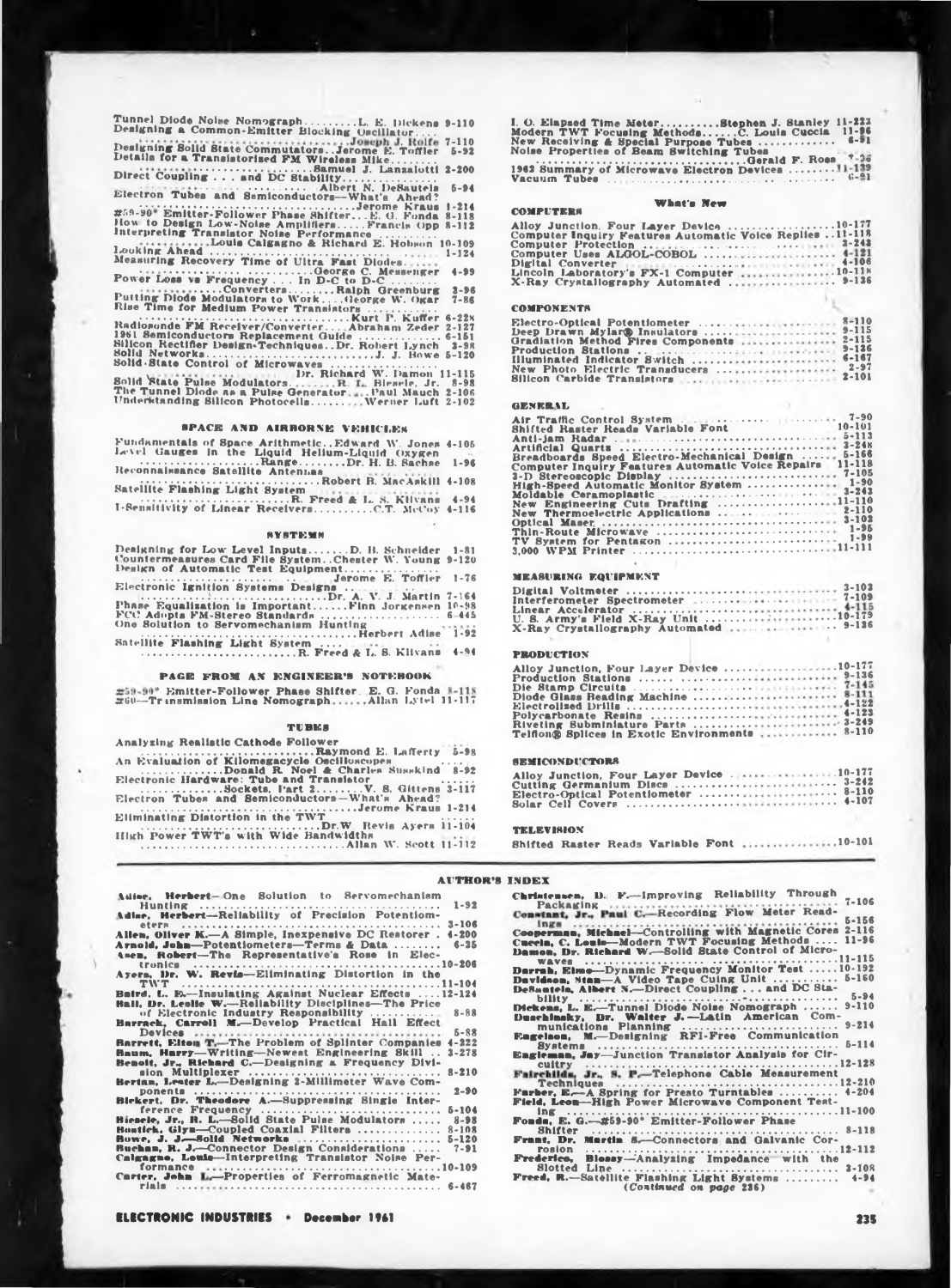Tunnel Diode Noise Nomograph..........L. E. Dickens 9-110
Designing a Common-Emitter Blocking Oscillator.....
..............................Joseph J. Rolfe 7-110
Designing Solid State Commutators..Jerome E. Toffler 5-92
Details for a Transistorized FM Wireless Mike..........
..............................Samuel J. Lanzalotti 2-200
Direct Coupling . . . and DC Stability..................
..............................Albert N. DeSautels 5-94
Electron Tubes and Semiconductors—What's Ahead?
..............................Jerome Kraus 1-214
#59-90° Emitter-Follower Phase Shifter...E. G. Fonda 8-118
How to Design Low-Noise Amplifiers.....Francis Opp 8-112
Interpreting Transistor Noise Performance..........
.............Louis Calgagno & Richard E. Hobson 10-109
Looking Ahead.......................................... 1-124
Measuring Recovery Time of Ultra Fast Diodes.........
..............................George C. Messenger 4-99
Power Loss vs Frequency . . . In D-C to D-C..........
..............Converters.........Ralph Greenburg 3-96
Putting Diode Modulators to Work.....George W. Ogar 7-86
Rise Time for Medium Power Transistors...............
..............................Kurt P. Kuffer 6-228
Radiosonde FM Receiver/Converter.....Abraham Zeder 2-127
1961 Semiconductors Replacement Guide................. 6-151
Silicon Rectifier Design-Techniques..Dr. Robert Lynch 3-98
Solid Networks..............................J. J. Howe 5-120
Solid-State Control of Microwaves.....................
..............................Dr. Richard W. Damon 11-115
Solid State Pulse Modulators.........R. L. Biesele, Jr. 8-98
The Tunnel Diode as a Pulse Generator.....Paul Mauch 2-106
Understanding Silicon Photocells..........Werner Luft 2-102

## SPACE AND AIRBORNE VEHICLES

Fundamentals of Space Arithmetic..Edward W. Jones 4-105
Level Gauges in the Liquid Helium-Liquid Oxygen
.....................Range.........Dr. H. B. Sachse 1-96
Reconnaissance Satellite Antennas.....................
..............................Robert B. MacAskill 4-108
Satellite Flashing Light System.......................
..............................R. Freed & L. S. Klivans 4-94
1-Sensitivity of Linear Receivers..........C.T. McCoy 4-116

## SYSTEMS

Designing for Low Level Inputs........D. B. Schneider 1-81
Countermeasures Card File System..Chester W. Young 9-120
Design of Automatic Test Equipment....................
..............................Jerome E. Toffler 1-76
Electronic Ignition Systems Designs...................
..............................Dr. A. V. J. Martin 7-164
Phase Equalization is Important......Finn Jorgensen 10-98
FCC Adopts FM-Stereo Standards........................ 6-445
One Solution to Servomechanism Hunting................
..............................Herbert Adise 1-92
Satellite Flashing Light System.......................
..............................R. Freed & L. S. Klivans 4-94

## PAGE FROM AN ENGINEER'S NOTEBOOK

#59-90° Emitter-Follower Phase Shifter..E. G. Fonda 8-118
#60—Transmission Line Nomograph.......Allan Lytel 11-117

## TUBES

Analyzing Realistic Cathode Follower..................
..............................Raymond E. Lafferty 5-98
An Evaluation of Kilomegacycle Oscilloscopes..........
..............Donald R. Noel & Charles Susskind 8-92
Electronic Hardware: Tube and Transistor..............
..............Sockets, Part 2.........V. S. Gittens 3-117
Electron Tubes and Semiconductors—What's Ahead?
..............................Jerome Kraus 1-214
Eliminating Distortion in the TWT.....................
..............................Dr.W. Revis Ayers 11-104
High Power TWT's with Wide Bandwidths.................
..............................Allan W. Scott 11-112

I. O. Elapsed Time Meter..........Stephen J. Stanley 11-222
Modern TWT Focusing Methods......C. Louis Cuccia 11-96
New Receiving & Special Purpose Tubes................. 6-91
Noise Properties of Beam Switching Tubes..............
..............................Gerald F. Rose 7-36
1962 Summary of Microwave Electron Devices.........11-139
Vacuum Tubes........................................... 6-21

## What's New

### COMPUTERS

Alloy Junction, Four Layer Device.....................10-177
Computer Inquiry Features Automatic Voice Replies..11-118
Computer Protection.................................... 3-243
Computer Uses ALGOL-COBOL.............................. 4-121
Digital Converter...................................... 4-106
Lincoln Laboratory's FX-1 Computer.....................10-118
X-Ray Crystallography Automated........................ 9-136

### COMPONENTS

Electro-Optical Potentiometer.......................... 8-110
Deep Drawn Mylar® Insulators........................... 9-115
Gradation Method Fires Components...................... 2-115
Production Stations.................................... 9-136
Illuminated Indicator Switch........................... 6-167
New Photo Electric Transducers......................... 2-97
Silicon Carbide Transistors............................ 2-101

### GENERAL

Air Traffic Control System............................. 7-90
Shifted Raster Reads Variable Font.....................10-101
Anti-jam Radar......................................... 5-113
Artificial Quartz...................................... 3-248
Breadboards Speed Electro-Mechanical Design............ 5-166
Computer Inquiry Features Automatic Voice Repairs......11-118
3-D Stereoscopic Display............................... 7-105
High-Speed Automatic Monitor System.................... 1-90
Moldable Ceramoplastic................................. 3-243
New Engineering Cuts Drafting..........................11-110
New Thermoelectric Applications........................ 2-110
Optical Maser.......................................... 3-102
Thin-Route Microwave................................... 1-95
TV System for Pentagon................................. 1-99
3,000 WPM Printer......................................11-111

### MEASURING EQUIPMENT

Digital Voltmeter...................................... 3-102
Interferometer Spectrometer............................ 7-109
Linear Accelerator..................................... 4-115
U. S. Army's Field X-Ray Unit..........................10-179
X-Ray Crystallography Automated........................ 9-136

### PRODUCTION

Alloy Junction, Four Layer Device......................10-177
Production Stations.................................... 9-136
Die Stamp Circuits..................................... 7-145
Diode Glass Reading Machine............................ 8-111
Electrolized Drills.................................... 4-122
Polycarbonate Resins................................... 4-123
Riveting Subminiature Parts............................ 3-249
Teflon® Splices in Exotic Environments................. 8-110

### SEMICONDUCTORS

Alloy Junction, Four Layer Device......................10-177
Cutting Germanium Discs................................ 3-242
Electro-Optical Potentiometer.......................... 8-110
Solar Cell Covers...................................... 4-107

### TELEVISION

Shifted Raster Reads Variable Font.....................10-101

## AUTHOR'S INDEX

**Adise, Herbert**—One Solution to Servomechanism Hunting ........ 1-92
**Adise, Herbert**—Reliability of Precision Potentiometers ........ 3-106
**Allen, Oliver K.**—A Simple, Inexpensive DC Restorer ........ 4-200
**Arnold, John**—Potentiometers—Terms & Data ........ 6-35
**Asen, Robert**—The Representative's Rose in Electronics ........ 10-206
**Ayers, Dr. W. Revis**—Eliminating Distortion in the TWT ........ 11-104
**Baird, L. E.**—Insulating Against Nuclear Effects ........ 12-124
**Ball, Dr. Leslie W.**—Reliability Disciplines—The Price of Electronic Industry Responsibility ........ 8-88
**Barrack, Carroll M.**—Develop Practical Hall Effect Devices ........ 5-88
**Barrett, Elton T.**—The Problem of Splinter Companies 4-222
**Baum, Harry**—Writing—Newest Engineering Skill .. 3-278
**Benoit, Jr., Richard C.**—Designing a Frequency Division Multiplexer ........ 8-210
**Bertan, Lester L.**—Designing 2-Millimeter Wave Components ........ 2-90
**Bickert, Dr. Theodore A.**—Suppressing Single Interference Frequency ........ 5-104
**Biesele, Jr., R. L.**—Solid State Pulse Modulators ........ 8-98
**Bostick, Glyn**—Coupled Coaxial Filters ........ 8-108
**Howe, J. J.**—Solid Networks ........ 5-120
**Buchan, R. J.**—Connector Design Considerations ........ 7-91
**Calgagno, Louis**—Interpreting Transistor Noise Performance ........ 10-109
**Carter, John L.**—Properties of Ferromagnetic Materials ........ 6-467
**Christensen, D. F.**—Improving Reliability Through Packaging ........ 7-106
**Constant, Jr., Paul C.**—Recording Flow Meter Readings ........ 5-156
**Coopersmen, Michael**—Controlling with Magnetic Cores 2-116
**Cuccia, C. Louis**—Modern TWT Focusing Methods .... 11-96
**Damon, Dr. Richard W.**—Solid State Control of Microwaves ........ 11-115
**Darrah, Elmo**—Dynamic Frequency Monitor Test ....10-192
**Davidson, Stan**—A Video Tape Cuing Unit ........ 5-160
**DeSautels, Albert N.**—Direct Coupling . . . and DC Stability ........ 5-94
**Dickens, L. E.**—Tunnel Diode Noise Nomograph ........ 9-110
**Duschinsky, Dr. Walter J.**—Latin American Communications Planning ........ 9-214
**Engelson, M.**—Designing RFI-Free Communication Systems ........ 5-114
**Engleman, Jay**—Junction Transistor Analysis for Circuitry ........ 12-128
**Fairchilds, Jr., S. P.**—Telephone Cable Measurement Techniques ........ 12-210
**Farber, E.**—A Spring for Presto Turntables ........ 4-204
**Field, Leon**—High Power Microwave Component Testing ........ 11-100
**Fonda, E. G.**—#59-90° Emitter-Follower Phase Shifter ........ 8-118
**Frant, Dr. Martin S.**—Connectors and Galvanic Corrosion ........ 12-112
**Frederico, Blessy**—Analyzing Impedance with the Slotted Line ........ 3-108
**Freed, R.**—Satellite Flashing Light Systems ........ 4-94

*(Continued on page 236)*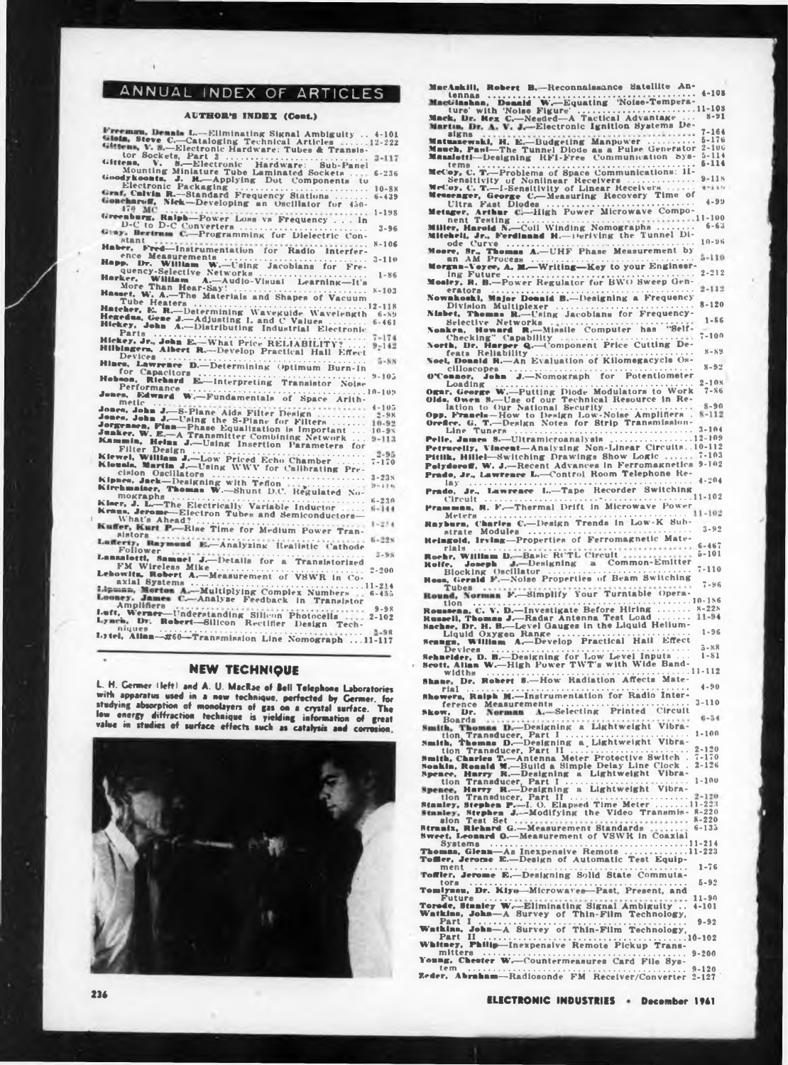# ANNUAL INDEX OF ARTICLES

## AUTHOR'S INDEX (Cont.)

**Freeman, Dennis L.**—Eliminating Signal Ambiguity .. 4-101
**Gioia, Steve C.**—Cataloging Technical Articles ......12-222
**Gittens, V. S.**—Electronic Hardware: Tubes & Transistor Sockets, Part 2 .................................... 3-117
**Gittens, V. S.**—Electronic Hardware: Sub-Panel Mounting Miniature Tube Laminated Sockets .... 6-236
**Goodykoontz, J. R.**—Applying Dot Components to Electronic Packaging ........................................ 10-88
**Graf, Calvin R.**—Standard Frequency Stations ...... 6-439
**Goncharoff, Nick**—Developing an Oscillator for 450-470 MC ........................................................ 1-198
**Greenburg, Ralph**—Power Loss vs Frequency . . . in D-C to D-C Converters ........................................ 3-96
**Gray, Bertram C.**—Programming for Dielectric Constant ............................................................ 8-106
**Haber, Fred**—Instrumentation for Radio Interference Measurements ............................................ 3-110
**Happ, Dr. William W.**—Using Jacobians for Frequency-Selective Networks ...................................... 1-86
**Harker, William A.**—Audio-Visual Learning—It's More Than Hear-Say! ........................................ 8-103
**Hasset, W. A.**—The Materials and Shapes of Vacuum Tube Heaters ................................................ 12-118
**Hatcher, E. R.**—Determining Waveguide Wavelength 6-89
**Hegedus, Gene J.**—Adjusting L and C Values ........ 6-461
**Hickey, John A.**—Distributing Industrial Electronic Parts ................................................................ 7-174
**Hickey, Jr., John E.**—What Price RELIABILITY? .... 9-142
**Hilbingers, Albert R.**—Develop Practical Hall Effect Devices ............................................................ 5-88
**Hines, Lawrence D.**—Determining Optimum Burn-In for Capacitors .................................................. 9-105
**Hobson, Richard E.**—Interpreting Transistor Noise Performance ...................................................... 10-109
**Jones, Edward W.**—Fundamentals of Space Arithmetic ..................................................................... 4-105
**Jones, John J.**—S-Plane Aids Filter Design ............ 2-98
**Jones, John J.**—Using the S-Plane for Filters ........ 10-92
**Jorgensen, Finn**—Phase Equalization is Important .... 10-98
**Junker, W. E.**—A Transmitter Combining Network .... 9-113
**Kammin, Heinz J.**—Using Insertion Parameters for Filter Design .................................................... 2-95
**Kiewel, William J.**—Low Priced Echo Chamber ........ 7-170
**Kiewels, Martin J.**—Using WWV for Calibrating Precision Oscillators .................................................. 3-238
**Kipnes, Jack**—Designing with Teflon .................... 9-116
**Kirchmainer, Thomas W.**—Shunt D.C. Regulated Nomographs ............................................................ 6-230
**Kiser, J. L.**—The Electrically Variable Inductor ...... 6-144
**Kraus, Jerome**—Electron Tubes and Semiconductors—What's Ahead? ................................................ 1-274
**Kuffer, Kurt P.**—Rise Time for Medium Power Transistors ............................................................ 6-228
**Lafferty, Raymond E.**—Analyzing Realistic Cathode Follower ....................................................... 3-98
**Lanzalotti, Samuel J.**—Details for a Transistorized FM Wireless Mike .......................................... 2-200
**Lebowitz, Robert A.**—Measurement of VSWR in Coaxial Systems ............................................... 11-214
**Lipman, Morton A.**—Multiplying Complex Numbers .. 6-455
**Looney, James C.**—Analyze Feedback in Transistor Amplifiers ................................................... 9-98
**Luft, Werner**—Understanding Silicon Photocells .... 2-102
**Lynch, Dr. Robert**—Silicon Rectifier Design Techniques ............................................................ 2-98
**Lytel, Allan**—#60—Transmission Line Nomograph ...11-117

## NEW TECHNIQUE

L. H. Germer (left) and A. U. MacRae of Bell Telephone Laboratories with apparatus used in a new technique, perfected by Germer, for studying absorption of monolayers of gas on a crystal surface. The low energy diffraction technique is yielding information of great value in studies of surface effects such as catalysis and corrosion.

**MacAskill, Robert B.**—Reconnaissance Satellite Antennas ........................................................ 4-108
**MacGlashan, Donald W.**—Equating 'Noise-Temperature' with 'Noise Figure' ...................................11-108
**Mack, Dr. Rex C.**—Needed—A Tactical Advantage ... 8-91
**Martin, Dr. A. V. J.**—Electronic Ignition Systems Designs ........................................................ 7-164
**Matusewski, H. E.**—Budgeting Manpower .............. 5-176
**Mauch, Paul**—The Tunnel Diode as a Pulse Generator 2-106
**Mandell**—Designing RFI-Free Communication Systems ............................................................ 5-114
**McCoy, C. T.**—Problems of Space Communications: II—Sensitivity of Nonlinear Receivers .................. 6-114
**McCoy, C. T.**—I-Sensitivity of Linear Receivers ...... 9-118
**Messenger, George C.**—Measuring Recovery Time of Ultra Fast Diodes ........................................... 4-99
**Metzger, Arthur C.**—High Power Microwave Component Testing ............................................... 11-100
**Miller, Harold N.**—Coil Winding Nomographs ........ 6-63
**Mitchell, Jr., Ferdinand H.**—Deriving the Tunnel Diode Curve ............................................................ 10-96
**Moore, Sr., Thomas A.**—UHF Phase Measurement by an AM Process ............................................ 5-110
**Morgan-Voyce, A. M.**—Writing—Key to your Engineering Future .................................................... 2-212
**Mosley, R. B.**—Power Regulator for BWO Sweep Generators ........................................................ 2-112
**Nowakoski, Major Donald B.**—Designing a Frequency Division Multiplexer ...................................... 8-120
**Nisbet, Thomas R.**—Using Jacobians for Frequency-Selective Networks ........................................... 1-86
**Nonken, Howard R.**—Missile Computer has "Self-Checking" Capability ........................................ 7-100
**North, Dr. Harper Q.**—Component Price Cutting Defeats Reliability ............................................. 8-89
**Noel, Donald R.**—An Evaluation of Kilomegacycle Oscilloscopes ................................................... 8-92
**O'Connor, John J.**—Nomograph for Potentiometer Loading ......................................................... 2-108
**Ogar, George W.**—Putting Diode Modulators to Work 7-86
**Olds, Owen S.**—Use of our Technical Resource in Relation to Our National Security .......................... 8-90
**Opp, Francis**—How to Design Low-Noise Amplifiers . 8-112
**Orefice, G. T.**—Design Notes for Strip Transmission-Line Tuners .................................................. 3-104
**Pelle, James S.**—Ultramicroanalysis ..................12-109
**Petruccelly, Vincent**—Analyzing Non-Linear Circuits ..10-112
**Pitlik, Hillel**—Switching Drawings Show Logic ...... 7-103
**Polyzou, W. J.**—Recent Advances in Ferromagnetics 9-102
**Prado, Jr., Lawrence L.**—Control Room Telephone Relay ........................................................... 4-204
**Prado, Jr., Lawrence L.**—Tape Recorder Switching Circuit ........................................................ 11-102
**Pramman, R. F.**—Thermal Drift in Microwave Power Meters ........................................................ 11-102
**Rayburn, Charles C.**—Design Trends in Low-K Substrate Modules ............................................. 3-92
**Reingold, Irving**—Properties of Ferromagnetic Materials ............................................................ 6-467
**Roehr, William D.**—Basic RCTL Circuit ............... 5-101
**Rolfe, Joseph J.**—Designing a Common-Emitter Blocking Oscillator .......................................... 7-110
**Ross, Gerald F.**—Noise Properties of Beam Switching Tubes ....................................................... 7-96
**Round, Norman F.**—Simplify Your Turntable Operation ............................................................ 10-186
**Rousseau, C. V. D.**—Investigate Before Hiring ........ 8-228
**Russell, Thomas J.**—Radar Antenna Test Load ........ 11-94
**Sachse, Dr. H. B.**—Level Gauges in the Liquid Helium-Liquid Oxygen Range ................................. 1-96
**Scanga, William A.**—Develop Practical Hall Effect Devices ......................................................... 5-88
**Schneider, D. B.**—Designing for Low Level Inputs ... 1-81
**Scott, Allan W.**—High Power TWT's with Wide Bandwidths ..................................................... 11-112
**Shane, Dr. Robert S.**—How Radiation Affects Material .............................................................. 4-90
**Showers, Ralph M.**—Instrumentation for Radio Interference Measurements ............................... 3-110
**Skow, Dr. Norman A.**—Selecting Printed Circuit Boards ........................................................... 6-54
**Smith, Thomas D.**—Designing a Lightweight Vibration Transducer, Part I ..................................... 1-100
**Smith, Thomas D.**—Designing a Lightweight Vibration Transducer, Part II .................................... 2-120
**Smith, Charles T.**—Antenna Meter Protective Switch . 7-170
**Sonkin, Ronald M.**—Build a Simple Delay Line Clock . 2-126
**Spence, Harry R.**—Designing a Lightweight Vibration Transducer, Part I ..................................... 1-100
**Spence, Harry R.**—Designing a Lightweight Vibration Transducer, Part II .................................... 2-120
**Stanley, Stephen P.**—I. O. Elapsed Time Meter ......11-223
**Stanley, Stephen J.**—Modifying the Video Transmission Test Set ............................................. 8-220
**Strasnix, Richard G.**—Measurement Standards ........ 6-135
**Sweet, Leonard O.**—Measurement of VSWR in Coaxial Systems ............................................... 11-214
**Thomas, Glenn**—An Inexpensive Remote ............11-223
**Toffler, Jerome E.**—Design of Automatic Test Equipment ............................................................ 1-76
**Toffler, Jerome E.**—Designing Solid State Commutators ............................................................ 5-92
**Tomiyasu, Dr. Kiyo**—Microwaves—Past, Present, and Future ........................................................ 11-90
**Torode, Stanley W.**—Eliminating Signal Ambiguity .. 4-101
**Watkins, John**—A Survey of Thin-Film Technology, Part I ........................................................... 9-92
**Watkins, John**—A Survey of Thin-Film Technology, Part II .......................................................... 10-102
**Whitney, Philip**—Inexpensive Remote Pickup Transmitters .......................................................... 9-200
**Young, Chester W.**—Countermeasures Card File System ............................................................ 9-120
**Zeder, Abraham**—Radiosonde FM Receiver/Converter 2-127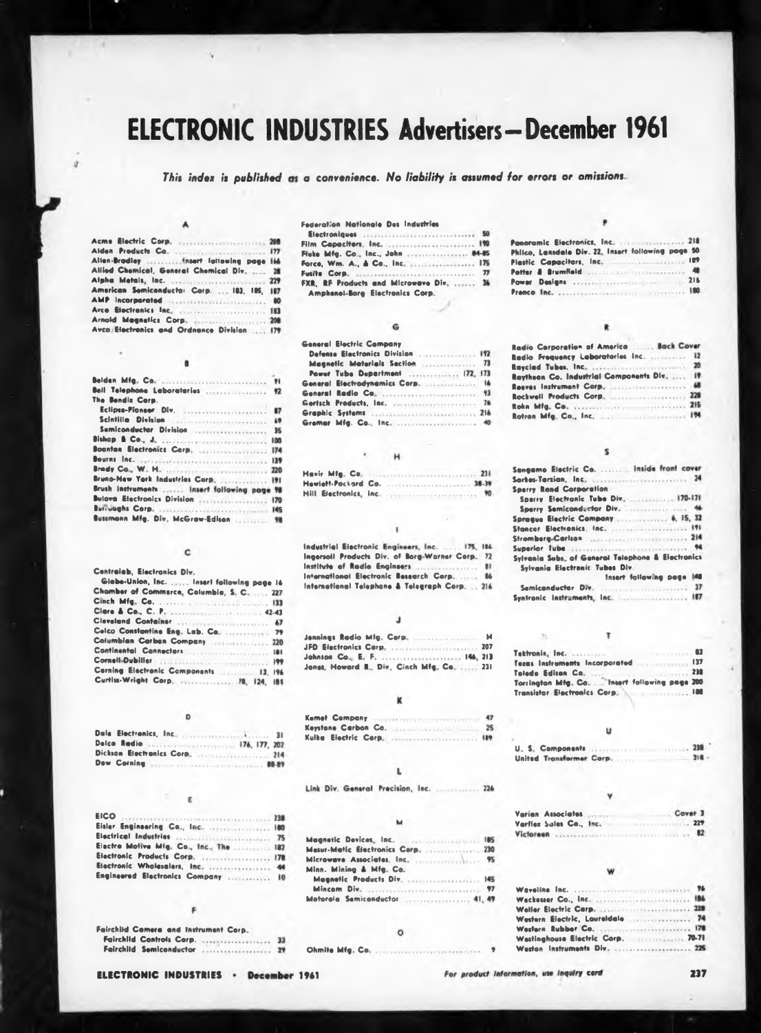# ELECTRONIC INDUSTRIES Advertisers—December 1961

*This index is published as a convenience. No liability is assumed for errors or omissions.*

### A

Acme Electric Corp. .......... 208
Alden Products Co. .......... 177
Allen-Bradley .......... Insert following page 166
Allied Chemical, General Chemical Div. .......... 28
Alpha Metals, Inc. .......... 229
American Semiconductor Corp. .......... 183, 185, 187
AMP Incorporated .......... 80
Arco Electronics Inc. .......... 183
Arnold Magnetics Corp. .......... 208
Avco Electronics and Ordnance Division .......... 179

### B

Belden Mfg. Co. .......... 91
Bell Telephone Laboratories .......... 92
The Bendix Corp.
  Eclipse-Pioneer Div. .......... 87
  Scintilla Division .......... 69
  Semiconductor Division .......... 35
Bishop & Co., J. .......... 100
Boonton Electronics Corp. .......... 174
Bourns Inc. .......... 139
Brady Co., W. H. .......... 220
Bruno-New York Industries Corp. .......... 191
Brush Instruments .......... Insert following page 98
Bulova Electronics Division .......... 170
Burroughs Corp. .......... 145
Bussmann Mfg. Div. McGraw-Edison .......... 98

### C

Centralab, Electronics Div.
  Globe-Union, Inc. .......... Insert following page 16
Chamber of Commerce, Columbia, S. C. .......... 227
Cinch Mfg. Co. .......... 133
Clare & Co., C. P. .......... 42-43
Cleveland Container .......... 67
Colco Constantine Eng. Lab. Co. .......... 79
Columbian Carbon Company .......... 220
Continental Connectors .......... 181
Cornell-Dubilier .......... 199
Corning Electronic Components .......... 13, 196
Curtiss-Wright Corp. .......... 78, 124, 184

### D

Dale Electronics, Inc. .......... 31
Delco Radio .......... 176, 177, 202
Dickson Electronics Corp. .......... 214
Dow Corning .......... 88-89

### E

EICO .......... 238
Eisler Engineering Co., Inc. .......... 180
Electrical Industries .......... 75
Electro Motive Mfg. Co., Inc., The .......... 182
Electronic Products Corp. .......... 178
Electronic Wholesalers, Inc. .......... 44
Engineered Electronics Company .......... 10

### F

Fairchild Camera and Instrument Corp.
  Fairchild Controls Corp. .......... 33
  Fairchild Semiconductor .......... 29
Federation Nationale Des Industries
  Electroniques .......... 50
Film Capacitors, Inc. .......... 190
Fluke Mfg. Co., Inc., John .......... 84-85
Force, Wm. A., & Co., Inc. .......... 175
Fusite Corp. .......... 77
FXR, RF Products and Microwave Div. .......... 36
  Amphenol-Borg Electronics Corp.

### G

General Electric Company
  Defense Electronics Division .......... 192
  Magnetic Materials Section .......... 73
  Power Tube Department .......... 172, 173
General Electrodynamics Corp. .......... 16
General Radio Co. .......... 93
Gertsch Products, Inc. .......... 76
Graphic Systems .......... 216
Gremar Mfg. Co., Inc. .......... 40

### H

Havir Mfg. Co. .......... 211
Hewlett-Packard Co. .......... 38-39
Hill Electronics, Inc. .......... 90

### I

Industrial Electronic Engineers, Inc. .......... 175, 186
Ingersoll Products Div. of Borg-Warner Corp. .......... 72
Institute of Radio Engineers .......... 81
International Electronic Research Corp. .......... 86
International Telephone & Telegraph Corp. .......... 216

### J

Jennings Radio Mfg. Corp. .......... 94
JFD Electronics Corp. .......... 207
Johnson Co., E. F. .......... 146, 213
Jones, Howard B., Div. Cinch Mfg. Co. .......... 231

### K

Kemet Company .......... 47
Keystone Carbon Co. .......... 25
Kulka Electric Corp. .......... 189

### L

Link Div. General Precision, Inc. .......... 226

### M

Magnetic Devices, Inc. .......... 185
Measur-Matic Electronics Corp. .......... 230
Microwave Associates, Inc. .......... 95
Minn. Mining & Mfg. Co.
  Magnetic Products Div. .......... 145
  Mincom Div. .......... 97
Motorola Semiconductor .......... 41, 49

### O

Ohmite Mfg. Co. .......... 9

### P

Panoramic Electronics, Inc. .......... 218
Philco, Lansdale Div. 22, Insert following page 50
Plastic Capacitors, Inc. .......... 189
Potter & Brumfield .......... 48
Power Designs .......... 216
Pranco Inc. .......... 180

### R

Radio Corporation of America .......... Back Cover
Radio Frequency Laboratories Inc. .......... 12
Rayclad Tubes, Inc. .......... 20
Raytheon Co. Industrial Components Div. .......... 19
Reeves Instrument Corp. .......... 68
Rockwell Products Corp. .......... 228
Rohn Mfg. Co. .......... 215
Rotron Mfg. Co., Inc. .......... 194

### S

Sangamo Electric Co. .......... Inside front cover
Sarkes-Tarzian, Inc. .......... 24
Sperry Rand Corporation
  Sperry Electronic Tube Div. .......... 170-171
  Sperry Semiconductor Div. .......... 46
Sprague Electric Company .......... 6, 15, 32
Stancor Electronics, Inc. .......... 191
Stromberg-Carlson .......... 214
Superior Tube .......... 94
Sylvania Subs. of General Telephone & Electronics
  Sylvania Electronic Tubes Div.
    Insert following page 148
  Semiconductor Div. .......... 37
Syntronic Instruments, Inc. .......... 187

### T

Tektronix, Inc. .......... 83
Texas Instruments Incorporated .......... 137
Toledo Edison Co. .......... 238
Torrington Mfg. Co. .......... Insert following page 200
Transistor Electronics Corp. .......... 188

### U

U. S. Components .......... 238
United Transformer Corp. .......... 218

### V

Varian Associates .......... Cover 3
Varflex Sales Co., Inc. .......... 229
Victoreen .......... 82

### W

Waveline Inc. .......... 96
Weckesser Co., Inc. .......... 186
Weller Electric Corp. .......... 228
Western Electric, Laureldale .......... 74
Western Rubber Co. .......... 178
Westinghouse Electric Corp. .......... 70-71
Weston Instruments Div. .......... 225

*For product information, use inquiry card*